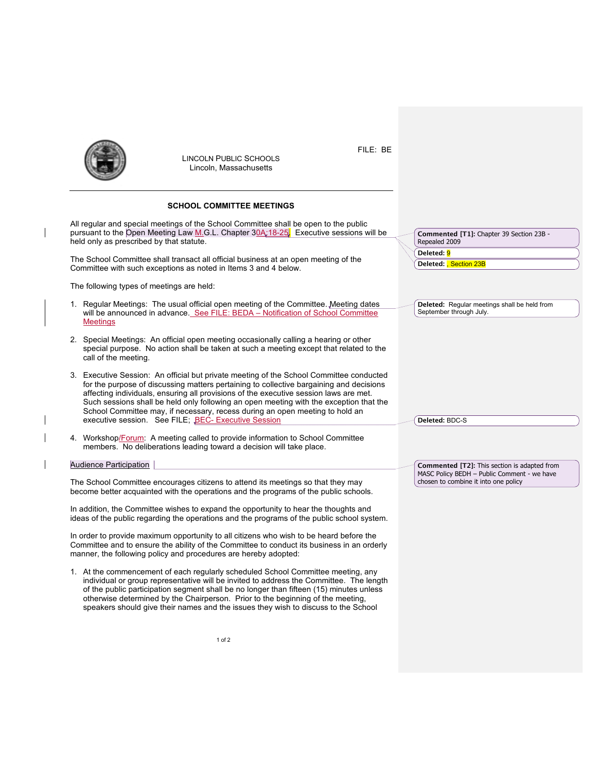FILE: BE

LINCOLN PUBLIC SCHOOLS
Lincoln, Massachusetts

## SCHOOL COMMITTEE MEETINGS

All regular and special meetings of the School Committee shall be open to the public pursuant to the Open Meeting Law M.G.L. Chapter 30A:18-25. Executive sessions will be held only as prescribed by that statute.

The School Committee shall transact all official business at an open meeting of the Committee with such exceptions as noted in Items 3 and 4 below.

The following types of meetings are held:

1. Regular Meetings: The usual official open meeting of the Committee. Meeting dates will be announced in advance. See FILE: BEDA – Notification of School Committee Meetings

2. Special Meetings: An official open meeting occasionally calling a hearing or other special purpose. No action shall be taken at such a meeting except that related to the call of the meeting.

3. Executive Session: An official but private meeting of the School Committee conducted for the purpose of discussing matters pertaining to collective bargaining and decisions affecting individuals, ensuring all provisions of the executive session laws are met. Such sessions shall be held only following an open meeting with the exception that the School Committee may, if necessary, recess during an open meeting to hold an executive session. See FILE; BEC- Executive Session

4. Workshop/Forum: A meeting called to provide information to School Committee members. No deliberations leading toward a decision will take place.

Audience Participation

The School Committee encourages citizens to attend its meetings so that they may become better acquainted with the operations and the programs of the public schools.

In addition, the Committee wishes to expand the opportunity to hear the thoughts and ideas of the public regarding the operations and the programs of the public school system.

In order to provide maximum opportunity to all citizens who wish to be heard before the Committee and to ensure the ability of the Committee to conduct its business in an orderly manner, the following policy and procedures are hereby adopted:

1. At the commencement of each regularly scheduled School Committee meeting, any individual or group representative will be invited to address the Committee. The length of the public participation segment shall be no longer than fifteen (15) minutes unless otherwise determined by the Chairperson. Prior to the beginning of the meeting, speakers should give their names and the issues they wish to discuss to the School

**Commented [T1]:** Chapter 39 Section 23B - Repealed 2009

**Deleted:** 9

**Deleted:** , Section 23B

**Deleted:** Regular meetings shall be held from September through July.

**Deleted:** BDC-S

**Commented [T2]:** This section is adapted from MASC Policy BEDH – Public Comment - we have chosen to combine it into one policy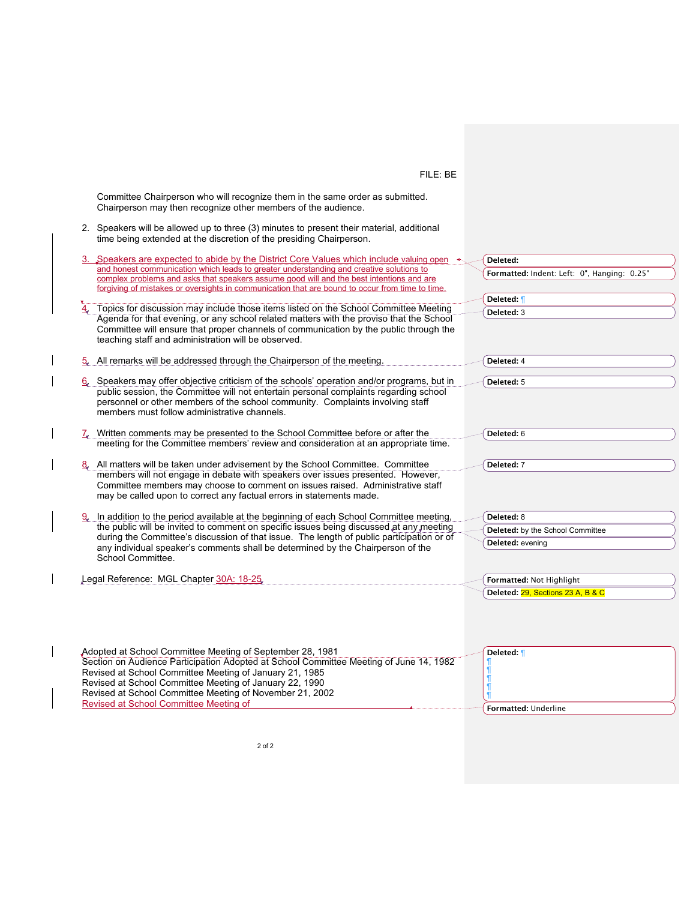Committee Chairperson who will recognize them in the same order as submitted. Chairperson may then recognize other members of the audience.

2. Speakers will be allowed up to three (3) minutes to present their material, additional time being extended at the discretion of the presiding Chairperson.

3. Speakers are expected to abide by the District Core Values which include valuing open and honest communication which leads to greater understanding and creative solutions to complex problems and asks that speakers assume good will and the best intentions and are forgiving of mistakes or oversights in communication that are bound to occur from time to time.

4. Topics for discussion may include those items listed on the School Committee Meeting Agenda for that evening, or any school related matters with the proviso that the School Committee will ensure that proper channels of communication by the public through the teaching staff and administration will be observed.

5. All remarks will be addressed through the Chairperson of the meeting.

6. Speakers may offer objective criticism of the schools' operation and/or programs, but in public session, the Committee will not entertain personal complaints regarding school personnel or other members of the school community. Complaints involving staff members must follow administrative channels.

7. Written comments may be presented to the School Committee before or after the meeting for the Committee members' review and consideration at an appropriate time.

8. All matters will be taken under advisement by the School Committee. Committee members will not engage in debate with speakers over issues presented. However, Committee members may choose to comment on issues raised. Administrative staff may be called upon to correct any factual errors in statements made.

9. In addition to the period available at the beginning of each School Committee meeting, the public will be invited to comment on specific issues being discussed at any meeting during the Committee's discussion of that issue. The length of public participation or of any individual speaker's comments shall be determined by the Chairperson of the School Committee.

Legal Reference: MGL Chapter 30A: 18-25

Adopted at School Committee Meeting of September 28, 1981
Section on Audience Participation Adopted at School Committee Meeting of June 14, 1982
Revised at School Committee Meeting of January 21, 1985
Revised at School Committee Meeting of January 22, 1990
Revised at School Committee Meeting of November 21, 2002
Revised at School Committee Meeting of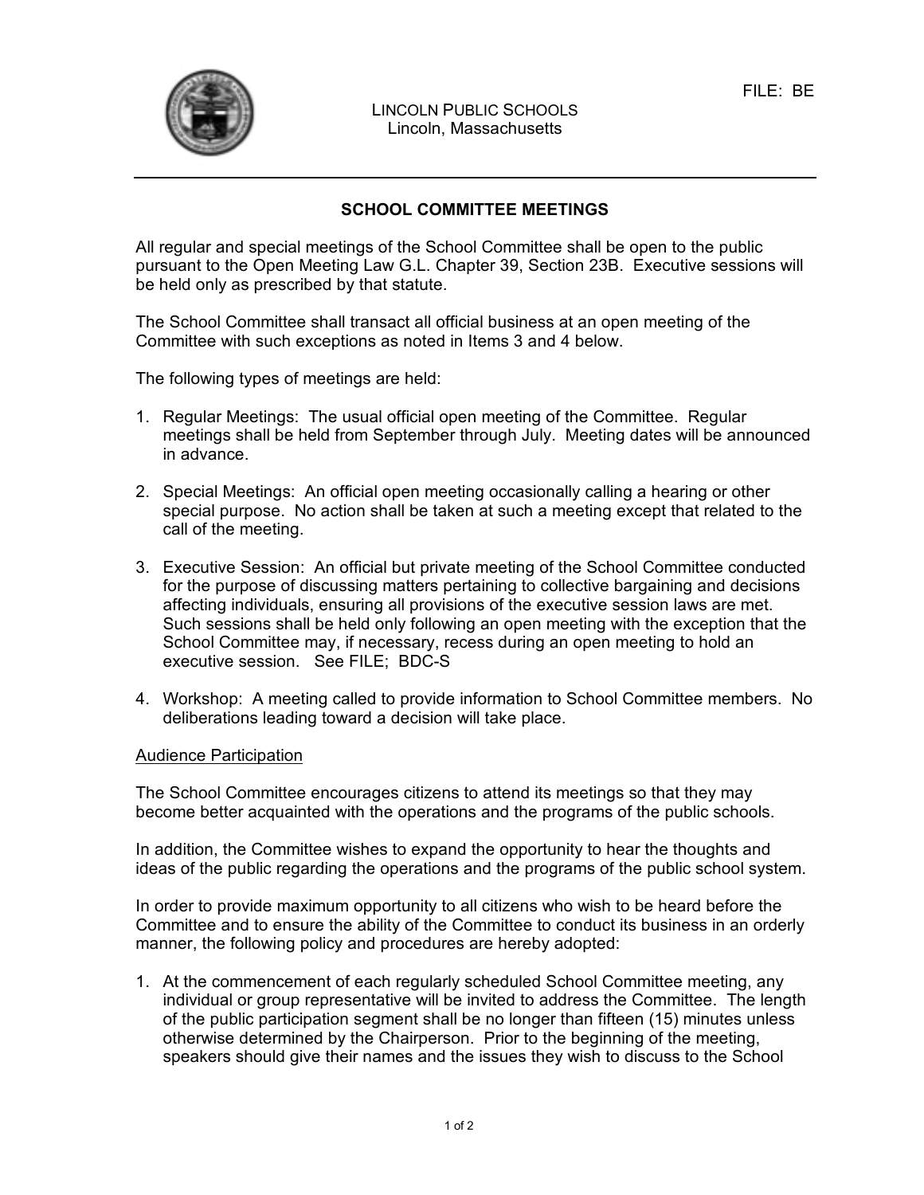FILE: BE

LINCOLN PUBLIC SCHOOLS
Lincoln, Massachusetts

## SCHOOL COMMITTEE MEETINGS

All regular and special meetings of the School Committee shall be open to the public pursuant to the Open Meeting Law G.L. Chapter 39, Section 23B. Executive sessions will be held only as prescribed by that statute.

The School Committee shall transact all official business at an open meeting of the Committee with such exceptions as noted in Items 3 and 4 below.

The following types of meetings are held:

1. Regular Meetings: The usual official open meeting of the Committee. Regular meetings shall be held from September through July. Meeting dates will be announced in advance.

2. Special Meetings: An official open meeting occasionally calling a hearing or other special purpose. No action shall be taken at such a meeting except that related to the call of the meeting.

3. Executive Session: An official but private meeting of the School Committee conducted for the purpose of discussing matters pertaining to collective bargaining and decisions affecting individuals, ensuring all provisions of the executive session laws are met. Such sessions shall be held only following an open meeting with the exception that the School Committee may, if necessary, recess during an open meeting to hold an executive session. See FILE; BDC-S

4. Workshop: A meeting called to provide information to School Committee members. No deliberations leading toward a decision will take place.

### Audience Participation

The School Committee encourages citizens to attend its meetings so that they may become better acquainted with the operations and the programs of the public schools.

In addition, the Committee wishes to expand the opportunity to hear the thoughts and ideas of the public regarding the operations and the programs of the public school system.

In order to provide maximum opportunity to all citizens who wish to be heard before the Committee and to ensure the ability of the Committee to conduct its business in an orderly manner, the following policy and procedures are hereby adopted:

1. At the commencement of each regularly scheduled School Committee meeting, any individual or group representative will be invited to address the Committee. The length of the public participation segment shall be no longer than fifteen (15) minutes unless otherwise determined by the Chairperson. Prior to the beginning of the meeting, speakers should give their names and the issues they wish to discuss to the School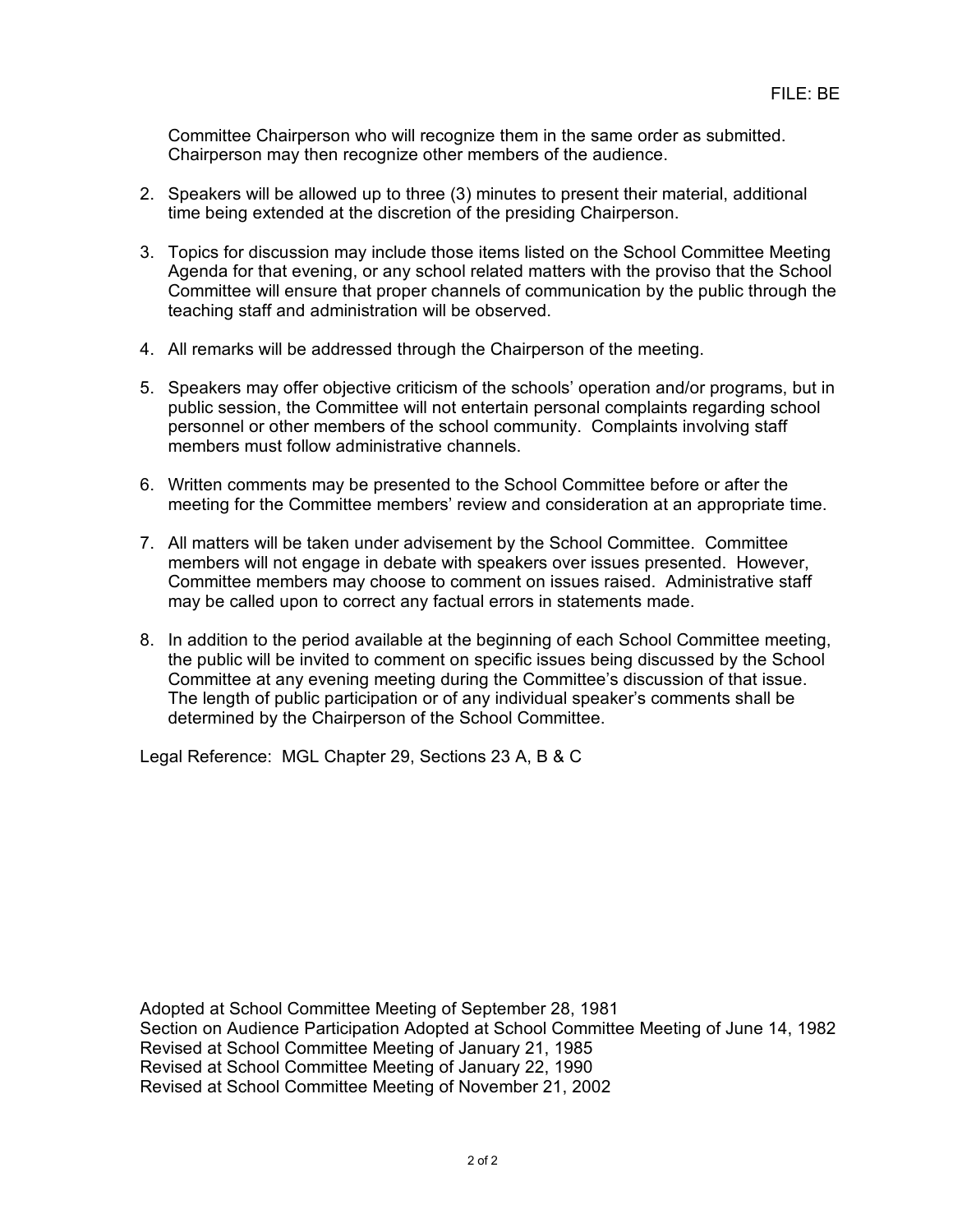Committee Chairperson who will recognize them in the same order as submitted. Chairperson may then recognize other members of the audience.

2. Speakers will be allowed up to three (3) minutes to present their material, additional time being extended at the discretion of the presiding Chairperson.

3. Topics for discussion may include those items listed on the School Committee Meeting Agenda for that evening, or any school related matters with the proviso that the School Committee will ensure that proper channels of communication by the public through the teaching staff and administration will be observed.

4. All remarks will be addressed through the Chairperson of the meeting.

5. Speakers may offer objective criticism of the schools' operation and/or programs, but in public session, the Committee will not entertain personal complaints regarding school personnel or other members of the school community. Complaints involving staff members must follow administrative channels.

6. Written comments may be presented to the School Committee before or after the meeting for the Committee members' review and consideration at an appropriate time.

7. All matters will be taken under advisement by the School Committee. Committee members will not engage in debate with speakers over issues presented. However, Committee members may choose to comment on issues raised. Administrative staff may be called upon to correct any factual errors in statements made.

8. In addition to the period available at the beginning of each School Committee meeting, the public will be invited to comment on specific issues being discussed by the School Committee at any evening meeting during the Committee's discussion of that issue. The length of public participation or of any individual speaker's comments shall be determined by the Chairperson of the School Committee.

Legal Reference: MGL Chapter 29, Sections 23 A, B & C

Adopted at School Committee Meeting of September 28, 1981
Section on Audience Participation Adopted at School Committee Meeting of June 14, 1982
Revised at School Committee Meeting of January 21, 1985
Revised at School Committee Meeting of January 22, 1990
Revised at School Committee Meeting of November 21, 2002